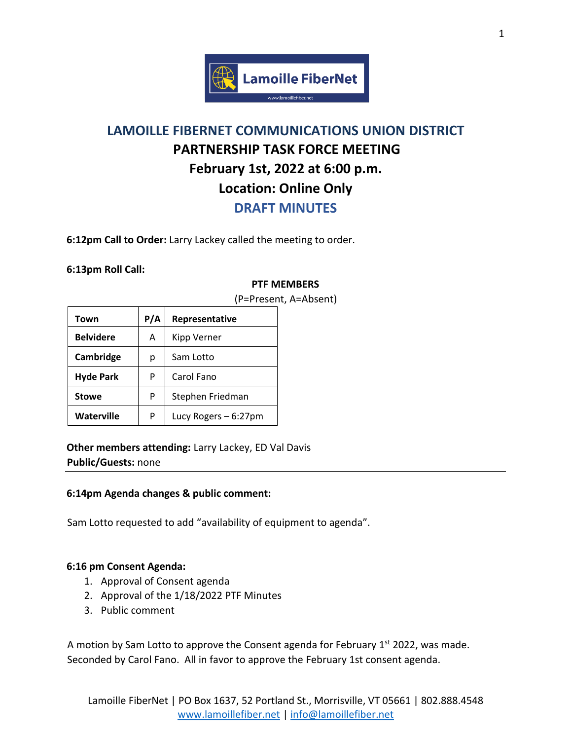# LAMOILLE FIBERNET COMMUNICATIONS UNION DISTRICT
## PARTNERSHIP TASK FORCE MEETING
## February 1st, 2022 at 6:00 p.m.
## Location: Online Only
## DRAFT MINUTES

**6:12pm Call to Order:** Larry Lackey called the meeting to order.

**6:13pm Roll Call:**

**PTF MEMBERS**
(P=Present, A=Absent)

| Town | P/A | Representative |
|---|---|---|
| **Belvidere** | A | Kipp Verner |
| **Cambridge** | p | Sam Lotto |
| **Hyde Park** | P | Carol Fano |
| **Stowe** | P | Stephen Friedman |
| **Waterville** | P | Lucy Rogers – 6:27pm |

**Other members attending:** Larry Lackey, ED Val Davis
**Public/Guests:** none

---

**6:14pm Agenda changes & public comment:**

Sam Lotto requested to add "availability of equipment to agenda".

**6:16 pm Consent Agenda:**

1. Approval of Consent agenda
2. Approval of the 1/18/2022 PTF Minutes
3. Public comment

A motion by Sam Lotto to approve the Consent agenda for February 1st 2022, was made. Seconded by Carol Fano. All in favor to approve the February 1st consent agenda.

Lamoille FiberNet | PO Box 1637, 52 Portland St., Morrisville, VT 05661 | 802.888.4548
www.lamoillefiber.net | info@lamoillefiber.net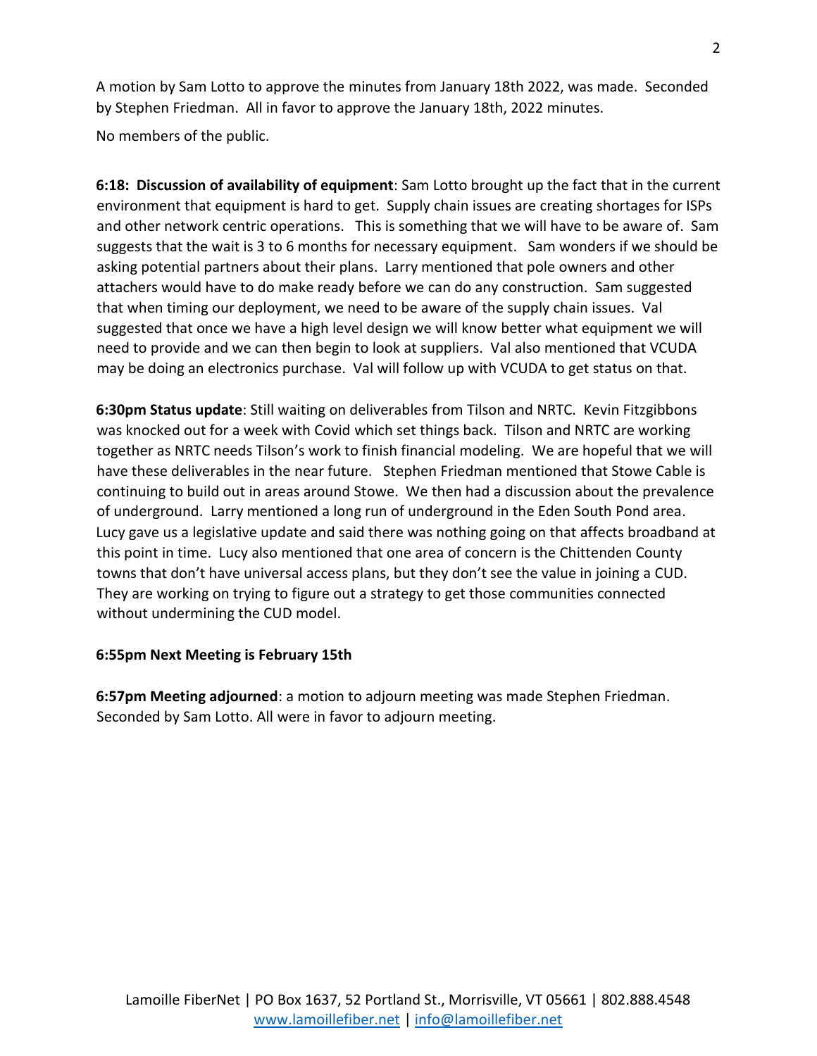A motion by Sam Lotto to approve the minutes from January 18th 2022, was made. Seconded by Stephen Friedman. All in favor to approve the January 18th, 2022 minutes.

No members of the public.

**6:18: Discussion of availability of equipment**: Sam Lotto brought up the fact that in the current environment that equipment is hard to get. Supply chain issues are creating shortages for ISPs and other network centric operations. This is something that we will have to be aware of. Sam suggests that the wait is 3 to 6 months for necessary equipment. Sam wonders if we should be asking potential partners about their plans. Larry mentioned that pole owners and other attachers would have to do make ready before we can do any construction. Sam suggested that when timing our deployment, we need to be aware of the supply chain issues. Val suggested that once we have a high level design we will know better what equipment we will need to provide and we can then begin to look at suppliers. Val also mentioned that VCUDA may be doing an electronics purchase. Val will follow up with VCUDA to get status on that.

**6:30pm Status update**: Still waiting on deliverables from Tilson and NRTC. Kevin Fitzgibbons was knocked out for a week with Covid which set things back. Tilson and NRTC are working together as NRTC needs Tilson's work to finish financial modeling. We are hopeful that we will have these deliverables in the near future. Stephen Friedman mentioned that Stowe Cable is continuing to build out in areas around Stowe. We then had a discussion about the prevalence of underground. Larry mentioned a long run of underground in the Eden South Pond area. Lucy gave us a legislative update and said there was nothing going on that affects broadband at this point in time. Lucy also mentioned that one area of concern is the Chittenden County towns that don't have universal access plans, but they don't see the value in joining a CUD. They are working on trying to figure out a strategy to get those communities connected without undermining the CUD model.

**6:55pm Next Meeting is February 15th**

**6:57pm Meeting adjourned**: a motion to adjourn meeting was made Stephen Friedman. Seconded by Sam Lotto. All were in favor to adjourn meeting.

Lamoille FiberNet | PO Box 1637, 52 Portland St., Morrisville, VT 05661 | 802.888.4548
www.lamoillefiber.net | info@lamoillefiber.net